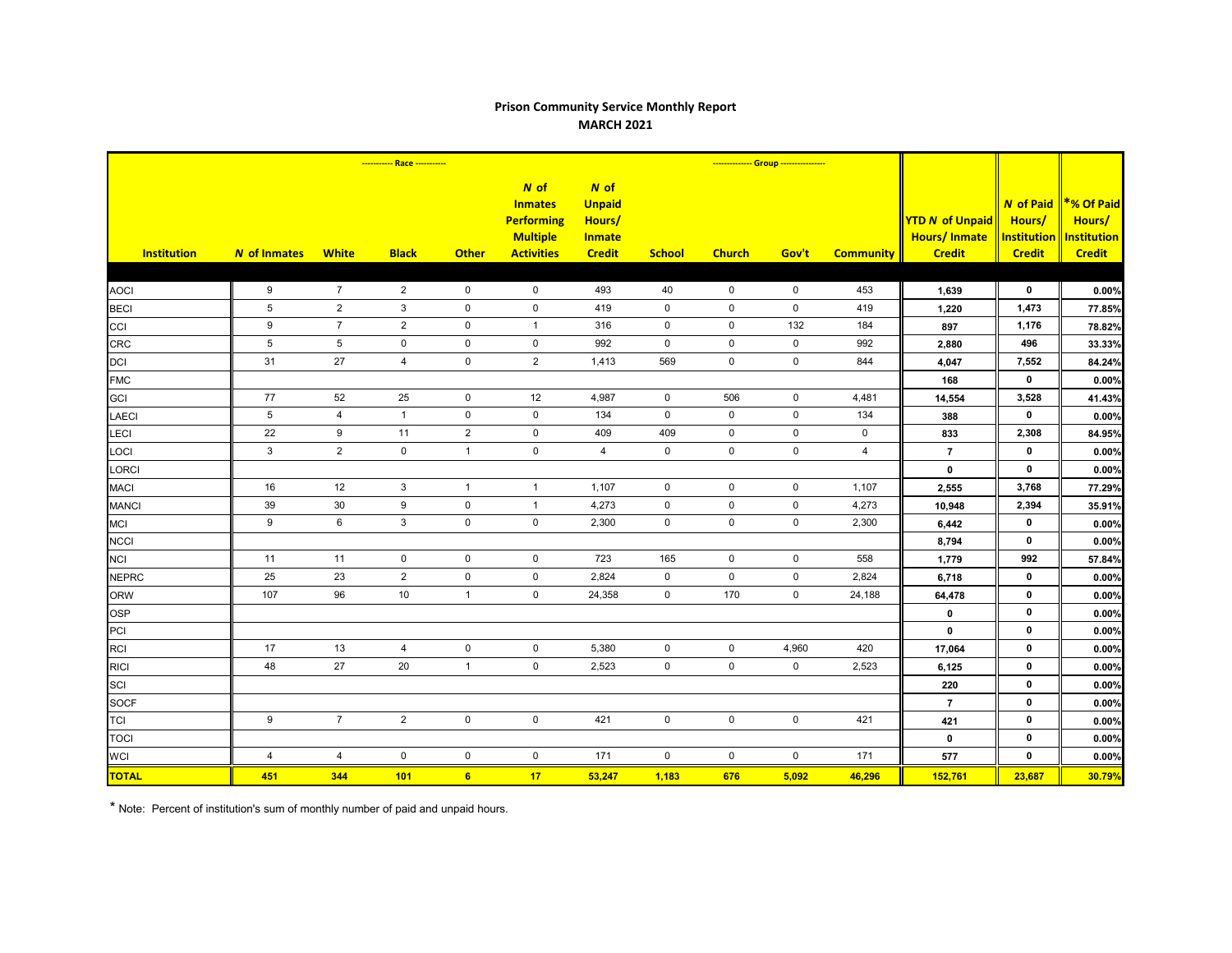# Prison Community Service Monthly Report

## MARCH 2021

| Institution | *N* of Inmates | ----------- Race ----------- White | Black | Other | *N* of Inmates Performing Multiple Activities | *N* of Unpaid Hours/ Inmate Credit | ------------- Group --------------- School | Church | Gov't | Community | YTD *N* of Unpaid Hours/ Inmate Credit | *N* of Paid Hours/ Institution Credit | *% Of Paid Hours/ Institution Credit |
|---|---|---|---|---|---|---|---|---|---|---|---|---|---|
| AOCI | 9 | 7 | 2 | 0 | 0 | 493 | 40 | 0 | 0 | 453 | 1,639 | 0 | 0.00% |
| BECI | 5 | 2 | 3 | 0 | 0 | 419 | 0 | 0 | 0 | 419 | 1,220 | 1,473 | 77.85% |
| CCI | 9 | 7 | 2 | 0 | 1 | 316 | 0 | 0 | 132 | 184 | 897 | 1,176 | 78.82% |
| CRC | 5 | 5 | 0 | 0 | 0 | 992 | 0 | 0 | 0 | 992 | 2,880 | 496 | 33.33% |
| DCI | 31 | 27 | 4 | 0 | 2 | 1,413 | 569 | 0 | 0 | 844 | 4,047 | 7,552 | 84.24% |
| FMC | | | | | | | | | | | 168 | 0 | 0.00% |
| GCI | 77 | 52 | 25 | 0 | 12 | 4,987 | 0 | 506 | 0 | 4,481 | 14,554 | 3,528 | 41.43% |
| LAECI | 5 | 4 | 1 | 0 | 0 | 134 | 0 | 0 | 0 | 134 | 388 | 0 | 0.00% |
| LECI | 22 | 9 | 11 | 2 | 0 | 409 | 409 | 0 | 0 | 0 | 833 | 2,308 | 84.95% |
| LOCI | 3 | 2 | 0 | 1 | 0 | 4 | 0 | 0 | 0 | 4 | 7 | 0 | 0.00% |
| LORCI | | | | | | | | | | | 0 | 0 | 0.00% |
| MACI | 16 | 12 | 3 | 1 | 1 | 1,107 | 0 | 0 | 0 | 1,107 | 2,555 | 3,768 | 77.29% |
| MANCI | 39 | 30 | 9 | 0 | 1 | 4,273 | 0 | 0 | 0 | 4,273 | 10,948 | 2,394 | 35.91% |
| MCI | 9 | 6 | 3 | 0 | 0 | 2,300 | 0 | 0 | 0 | 2,300 | 6,442 | 0 | 0.00% |
| NCCI | | | | | | | | | | | 8,794 | 0 | 0.00% |
| NCI | 11 | 11 | 0 | 0 | 0 | 723 | 165 | 0 | 0 | 558 | 1,779 | 992 | 57.84% |
| NEPRC | 25 | 23 | 2 | 0 | 0 | 2,824 | 0 | 0 | 0 | 2,824 | 6,718 | 0 | 0.00% |
| ORW | 107 | 96 | 10 | 1 | 0 | 24,358 | 0 | 170 | 0 | 24,188 | 64,478 | 0 | 0.00% |
| OSP | | | | | | | | | | | 0 | 0 | 0.00% |
| PCI | | | | | | | | | | | 0 | 0 | 0.00% |
| RCI | 17 | 13 | 4 | 0 | 0 | 5,380 | 0 | 0 | 4,960 | 420 | 17,064 | 0 | 0.00% |
| RICI | 48 | 27 | 20 | 1 | 0 | 2,523 | 0 | 0 | 0 | 2,523 | 6,125 | 0 | 0.00% |
| SCI | | | | | | | | | | | 220 | 0 | 0.00% |
| SOCF | | | | | | | | | | | 7 | 0 | 0.00% |
| TCI | 9 | 7 | 2 | 0 | 0 | 421 | 0 | 0 | 0 | 421 | 421 | 0 | 0.00% |
| TOCI | | | | | | | | | | | 0 | 0 | 0.00% |
| WCI | 4 | 4 | 0 | 0 | 0 | 171 | 0 | 0 | 0 | 171 | 577 | 0 | 0.00% |
| **TOTAL** | **451** | **344** | **101** | **6** | **17** | **53,247** | **1,183** | **676** | **5,092** | **46,296** | **152,761** | **23,687** | **30.79%** |

\* Note: Percent of institution's sum of monthly number of paid and unpaid hours.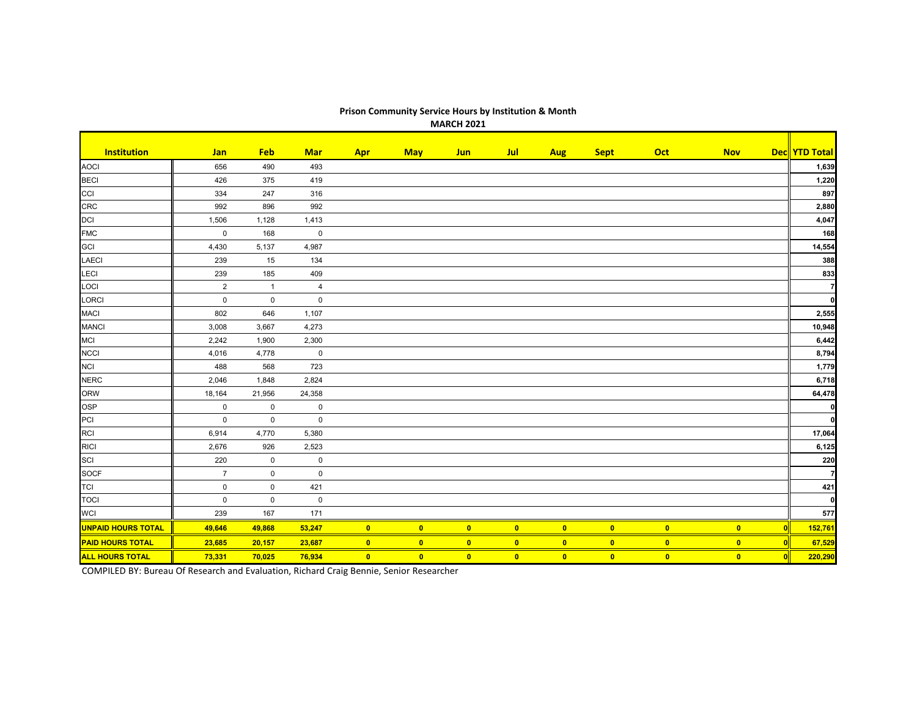**Prison Community Service Hours by Institution & Month**
**MARCH 2021**

| Institution | Jan | Feb | Mar | Apr | May | Jun | Jul | Aug | Sept | Oct | Nov | Dec | YTD Total |
|---|---|---|---|---|---|---|---|---|---|---|---|---|---|
| AOCI | 656 | 490 | 493 | | | | | | | | | | **1,639** |
| BECI | 426 | 375 | 419 | | | | | | | | | | **1,220** |
| CCI | 334 | 247 | 316 | | | | | | | | | | **897** |
| CRC | 992 | 896 | 992 | | | | | | | | | | **2,880** |
| DCI | 1,506 | 1,128 | 1,413 | | | | | | | | | | **4,047** |
| FMC | 0 | 168 | 0 | | | | | | | | | | **168** |
| GCI | 4,430 | 5,137 | 4,987 | | | | | | | | | | **14,554** |
| LAECI | 239 | 15 | 134 | | | | | | | | | | **388** |
| LECI | 239 | 185 | 409 | | | | | | | | | | **833** |
| LOCI | 2 | 1 | 4 | | | | | | | | | | **7** |
| LORCI | 0 | 0 | 0 | | | | | | | | | | **0** |
| MACI | 802 | 646 | 1,107 | | | | | | | | | | **2,555** |
| MANCI | 3,008 | 3,667 | 4,273 | | | | | | | | | | **10,948** |
| MCI | 2,242 | 1,900 | 2,300 | | | | | | | | | | **6,442** |
| NCCI | 4,016 | 4,778 | 0 | | | | | | | | | | **8,794** |
| NCI | 488 | 568 | 723 | | | | | | | | | | **1,779** |
| NERC | 2,046 | 1,848 | 2,824 | | | | | | | | | | **6,718** |
| ORW | 18,164 | 21,956 | 24,358 | | | | | | | | | | **64,478** |
| OSP | 0 | 0 | 0 | | | | | | | | | | **0** |
| PCI | 0 | 0 | 0 | | | | | | | | | | **0** |
| RCI | 6,914 | 4,770 | 5,380 | | | | | | | | | | **17,064** |
| RICI | 2,676 | 926 | 2,523 | | | | | | | | | | **6,125** |
| SCI | 220 | 0 | 0 | | | | | | | | | | **220** |
| SOCF | 7 | 0 | 0 | | | | | | | | | | **7** |
| TCI | 0 | 0 | 421 | | | | | | | | | | **421** |
| TOCI | 0 | 0 | 0 | | | | | | | | | | **0** |
| WCI | 239 | 167 | 171 | | | | | | | | | | **577** |
| **UNPAID HOURS TOTAL** | **49,646** | **49,868** | **53,247** | **0** | **0** | **0** | **0** | **0** | **0** | **0** | **0** | **0** | **152,761** |
| **PAID HOURS TOTAL** | **23,685** | **20,157** | **23,687** | **0** | **0** | **0** | **0** | **0** | **0** | **0** | **0** | **0** | **67,529** |
| **ALL HOURS TOTAL** | **73,331** | **70,025** | **76,934** | **0** | **0** | **0** | **0** | **0** | **0** | **0** | **0** | **0** | **220,290** |

COMPILED BY: Bureau Of Research and Evaluation, Richard Craig Bennie, Senior Researcher